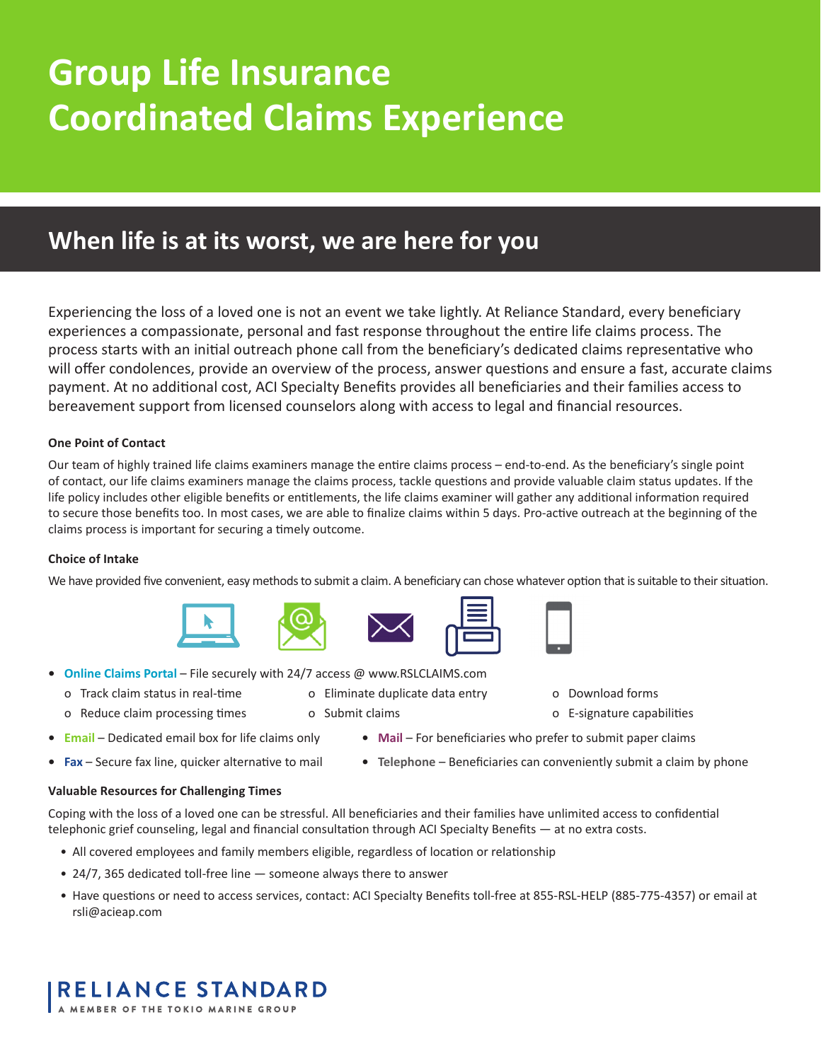# Group Life Insurance Coordinated Claims Experience

## When life is at its worst, we are here for you

Experiencing the loss of a loved one is not an event we take lightly. At Reliance Standard, every beneficiary experiences a compassionate, personal and fast response throughout the entire life claims process. The process starts with an initial outreach phone call from the beneficiary's dedicated claims representative who will offer condolences, provide an overview of the process, answer questions and ensure a fast, accurate claims payment. At no additional cost, ACI Specialty Benefits provides all beneficiaries and their families access to bereavement support from licensed counselors along with access to legal and financial resources.

### One Point of Contact

Our team of highly trained life claims examiners manage the entire claims process – end-to-end. As the beneficiary's single point of contact, our life claims examiners manage the claims process, tackle questions and provide valuable claim status updates. If the life policy includes other eligible benefits or entitlements, the life claims examiner will gather any additional information required to secure those benefits too. In most cases, we are able to finalize claims within 5 days. Pro-active outreach at the beginning of the claims process is important for securing a timely outcome.

### Choice of Intake

We have provided five convenient, easy methods to submit a claim. A beneficiary can chose whatever option that is suitable to their situation.

- **Online Claims Portal** – File securely with 24/7 access @ www.RSLCLAIMS.com
  - Track claim status in real-time
  - Reduce claim processing times
  - Eliminate duplicate data entry
  - Submit claims
  - Download forms
  - E-signature capabilities
- **Email** – Dedicated email box for life claims only
- **Fax** – Secure fax line, quicker alternative to mail
- **Mail** – For beneficiaries who prefer to submit paper claims
- **Telephone** – Beneficiaries can conveniently submit a claim by phone

### Valuable Resources for Challenging Times

Coping with the loss of a loved one can be stressful. All beneficiaries and their families have unlimited access to confidential telephonic grief counseling, legal and financial consultation through ACI Specialty Benefits — at no extra costs.

- All covered employees and family members eligible, regardless of location or relationship
- 24/7, 365 dedicated toll-free line — someone always there to answer
- Have questions or need to access services, contact: ACI Specialty Benefits toll-free at 855-RSL-HELP (885-775-4357) or email at rsli@acieap.com

RELIANCE STANDARD
A MEMBER OF THE TOKIO MARINE GROUP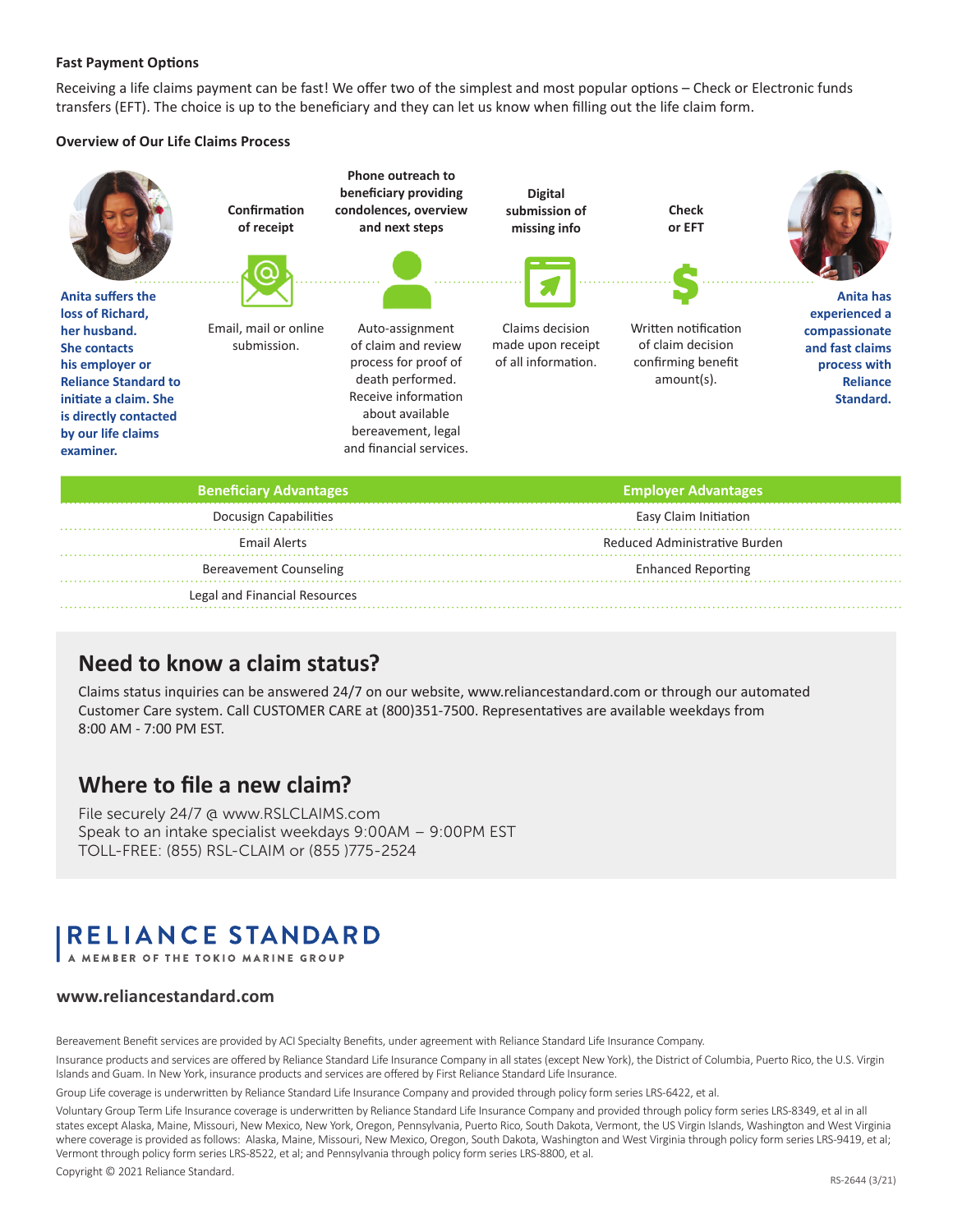**Fast Payment Options**

Receiving a life claims payment can be fast! We offer two of the simplest and most popular options – Check or Electronic funds transfers (EFT). The choice is up to the beneficiary and they can let us know when filling out the life claim form.

**Overview of Our Life Claims Process**

**Anita suffers the loss of Richard, her husband. She contacts his employer or Reliance Standard to initiate a claim. She is directly contacted by our life claims examiner.**

**Confirmation of receipt**

Email, mail or online submission.

**Phone outreach to beneficiary providing condolences, overview and next steps**

Auto-assignment of claim and review process for proof of death performed. Receive information about available bereavement, legal and financial services.

**Digital submission of missing info**

Claims decision made upon receipt of all information.

**Check or EFT**

Written notification of claim decision confirming benefit amount(s).

**Anita has experienced a compassionate and fast claims process with Reliance Standard.**

| Beneficiary Advantages | Employer Advantages |
|---|---|
| Docusign Capabilities | Easy Claim Initiation |
| Email Alerts | Reduced Administrative Burden |
| Bereavement Counseling | Enhanced Reporting |
| Legal and Financial Resources | |

## Need to know a claim status?

Claims status inquiries can be answered 24/7 on our website, www.reliancestandard.com or through our automated Customer Care system. Call CUSTOMER CARE at (800)351-7500. Representatives are available weekdays from 8:00 AM - 7:00 PM EST.

## Where to file a new claim?

File securely 24/7 @ www.RSLCLAIMS.com
Speak to an intake specialist weekdays 9:00AM – 9:00PM EST
TOLL-FREE: (855) RSL-CLAIM or (855 )775-2524

RELIANCE STANDARD
A MEMBER OF THE TOKIO MARINE GROUP

**www.reliancestandard.com**

Bereavement Benefit services are provided by ACI Specialty Benefits, under agreement with Reliance Standard Life Insurance Company.

Insurance products and services are offered by Reliance Standard Life Insurance Company in all states (except New York), the District of Columbia, Puerto Rico, the U.S. Virgin Islands and Guam. In New York, insurance products and services are offered by First Reliance Standard Life Insurance.

Group Life coverage is underwritten by Reliance Standard Life Insurance Company and provided through policy form series LRS-6422, et al.

Voluntary Group Term Life Insurance coverage is underwritten by Reliance Standard Life Insurance Company and provided through policy form series LRS-8349, et al in all states except Alaska, Maine, Missouri, New Mexico, New York, Oregon, Pennsylvania, Puerto Rico, South Dakota, Vermont, the US Virgin Islands, Washington and West Virginia where coverage is provided as follows: Alaska, Maine, Missouri, New Mexico, Oregon, South Dakota, Washington and West Virginia through policy form series LRS-9419, et al; Vermont through policy form series LRS-8522, et al; and Pennsylvania through policy form series LRS-8800, et al.

Copyright © 2021 Reliance Standard.

RS-2644 (3/21)